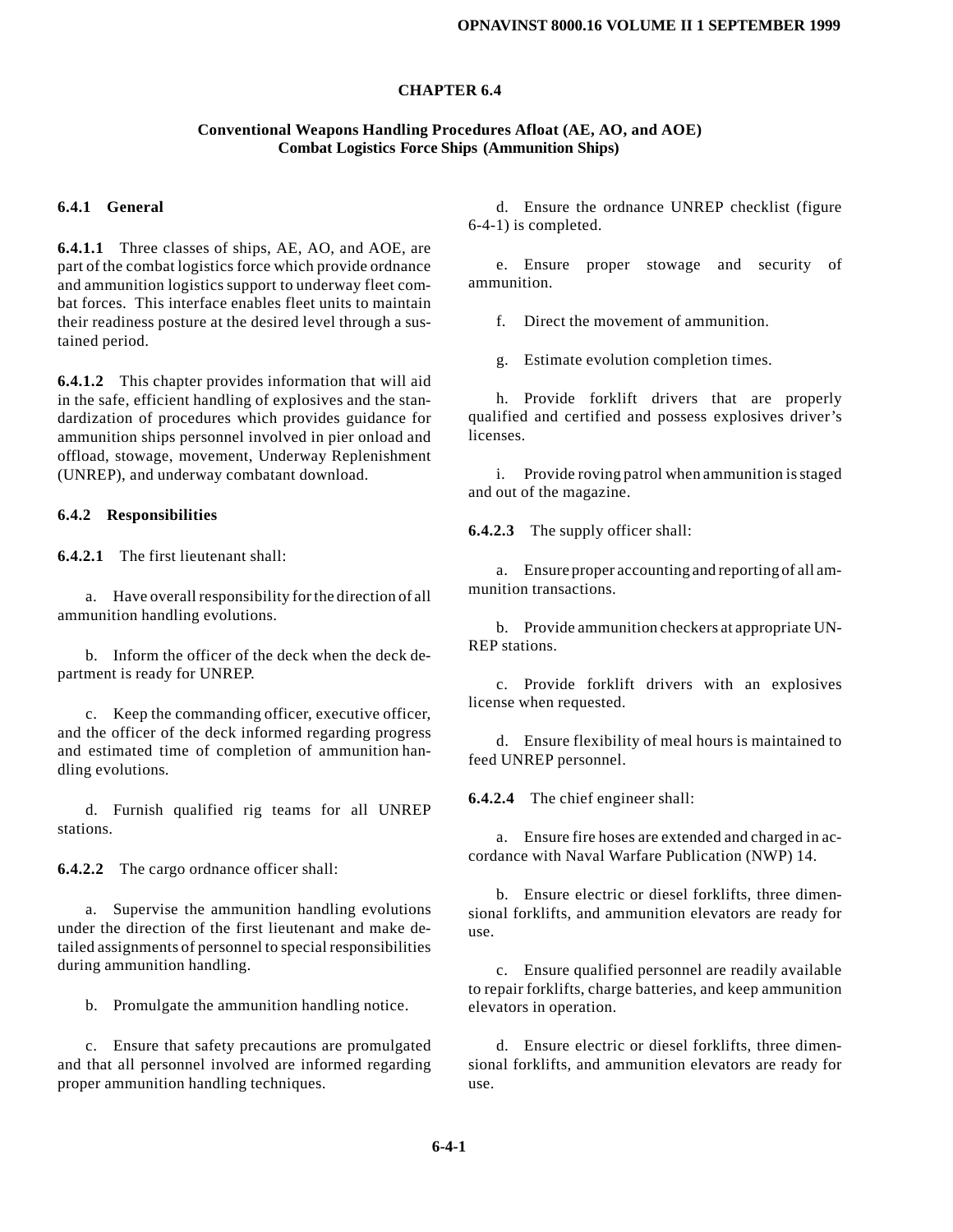# CHAPTER 6.4

## Conventional Weapons Handling Procedures Afloat (AE, AO, and AOE) Combat Logistics Force Ships (Ammunition Ships)

### 6.4.1 General

**6.4.1.1** Three classes of ships, AE, AO, and AOE, are part of the combat logistics force which provide ordnance and ammunition logistics support to underway fleet combat forces. This interface enables fleet units to maintain their readiness posture at the desired level through a sustained period.

**6.4.1.2** This chapter provides information that will aid in the safe, efficient handling of explosives and the standardization of procedures which provides guidance for ammunition ships personnel involved in pier onload and offload, stowage, movement, Underway Replenishment (UNREP), and underway combatant download.

### 6.4.2 Responsibilities

**6.4.2.1** The first lieutenant shall:

a. Have overall responsibility for the direction of all ammunition handling evolutions.

b. Inform the officer of the deck when the deck department is ready for UNREP.

c. Keep the commanding officer, executive officer, and the officer of the deck informed regarding progress and estimated time of completion of ammunition handling evolutions.

d. Furnish qualified rig teams for all UNREP stations.

**6.4.2.2** The cargo ordnance officer shall:

a. Supervise the ammunition handling evolutions under the direction of the first lieutenant and make detailed assignments of personnel to special responsibilities during ammunition handling.

b. Promulgate the ammunition handling notice.

c. Ensure that safety precautions are promulgated and that all personnel involved are informed regarding proper ammunition handling techniques.

d. Ensure the ordnance UNREP checklist (figure 6-4-1) is completed.

e. Ensure proper stowage and security of ammunition.

f. Direct the movement of ammunition.

g. Estimate evolution completion times.

h. Provide forklift drivers that are properly qualified and certified and possess explosives driver's licenses.

i. Provide roving patrol when ammunition is staged and out of the magazine.

**6.4.2.3** The supply officer shall:

a. Ensure proper accounting and reporting of all ammunition transactions.

b. Provide ammunition checkers at appropriate UNREP stations.

c. Provide forklift drivers with an explosives license when requested.

d. Ensure flexibility of meal hours is maintained to feed UNREP personnel.

**6.4.2.4** The chief engineer shall:

a. Ensure fire hoses are extended and charged in accordance with Naval Warfare Publication (NWP) 14.

b. Ensure electric or diesel forklifts, three dimensional forklifts, and ammunition elevators are ready for use.

c. Ensure qualified personnel are readily available to repair forklifts, charge batteries, and keep ammunition elevators in operation.

d. Ensure electric or diesel forklifts, three dimensional forklifts, and ammunition elevators are ready for use.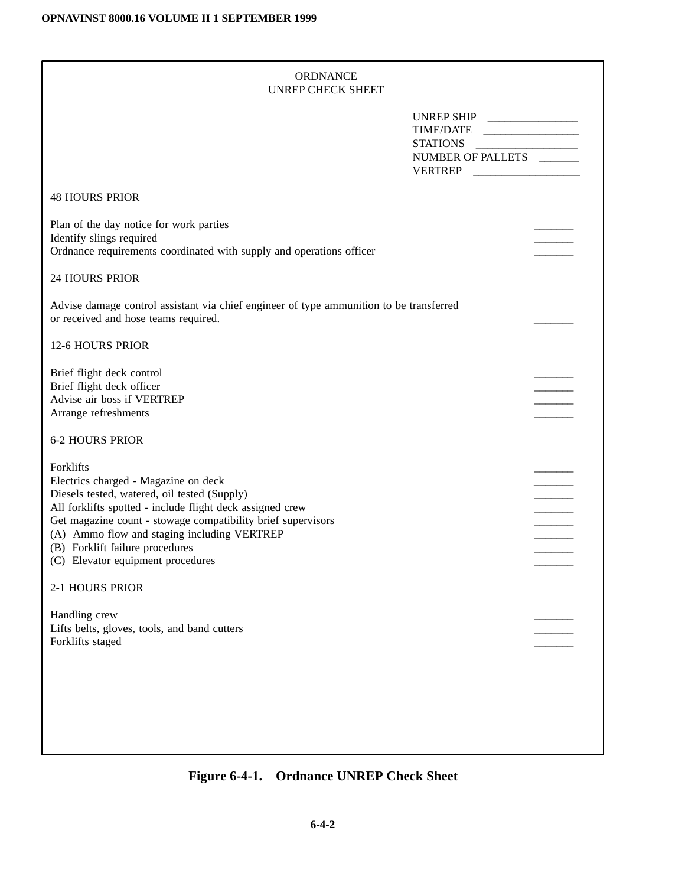ORDNANCE
UNREP CHECK SHEET

UNREP SHIP ________________
TIME/DATE ________________
STATIONS ________________
NUMBER OF PALLETS _______
VERTREP ________________

48 HOURS PRIOR

Plan of the day notice for work parties _______
Identify slings required _______
Ordnance requirements coordinated with supply and operations officer _______

24 HOURS PRIOR

Advise damage control assistant via chief engineer of type ammunition to be transferred or received and hose teams required. _______

12-6 HOURS PRIOR

Brief flight deck control _______
Brief flight deck officer _______
Advise air boss if VERTREP _______
Arrange refreshments _______

6-2 HOURS PRIOR

Forklifts _______
Electrics charged - Magazine on deck _______
Diesels tested, watered, oil tested (Supply) _______
All forklifts spotted - include flight deck assigned crew _______
Get magazine count - stowage compatibility brief supervisors _______
(A) Ammo flow and staging including VERTREP _______
(B) Forklift failure procedures _______
(C) Elevator equipment procedures _______

2-1 HOURS PRIOR

Handling crew _______
Lifts belts, gloves, tools, and band cutters _______
Forklifts staged _______

**Figure 6-4-1. Ordnance UNREP Check Sheet**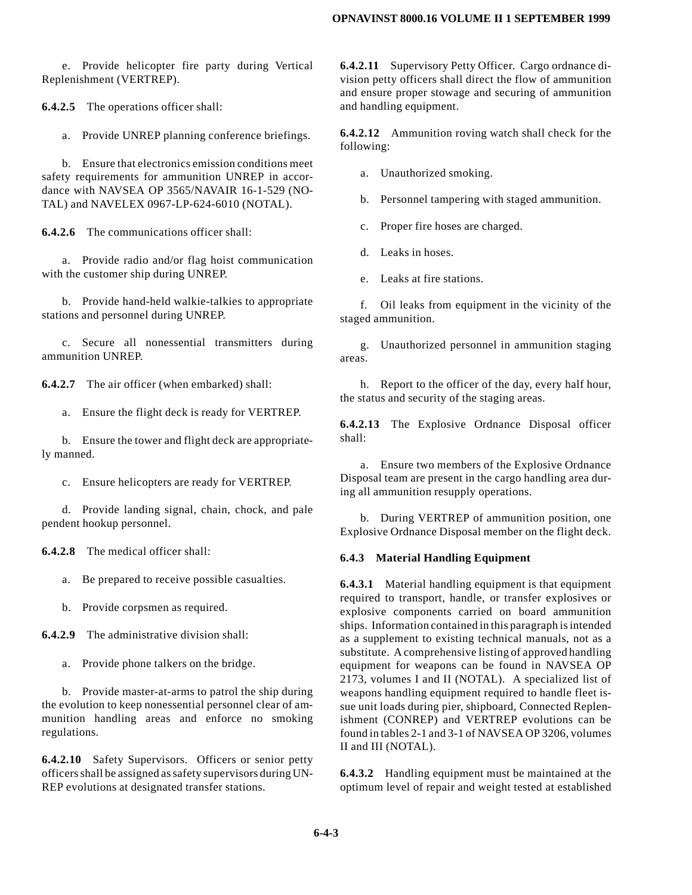e. Provide helicopter fire party during Vertical Replenishment (VERTREP).

**6.4.2.5** The operations officer shall:

a. Provide UNREP planning conference briefings.

b. Ensure that electronics emission conditions meet safety requirements for ammunition UNREP in accordance with NAVSEA OP 3565/NAVAIR 16-1-529 (NOTAL) and NAVELEX 0967-LP-624-6010 (NOTAL).

**6.4.2.6** The communications officer shall:

a. Provide radio and/or flag hoist communication with the customer ship during UNREP.

b. Provide hand-held walkie-talkies to appropriate stations and personnel during UNREP.

c. Secure all nonessential transmitters during ammunition UNREP.

**6.4.2.7** The air officer (when embarked) shall:

a. Ensure the flight deck is ready for VERTREP.

b. Ensure the tower and flight deck are appropriately manned.

c. Ensure helicopters are ready for VERTREP.

d. Provide landing signal, chain, chock, and pale pendent hookup personnel.

**6.4.2.8** The medical officer shall:

a. Be prepared to receive possible casualties.

b. Provide corpsmen as required.

**6.4.2.9** The administrative division shall:

a. Provide phone talkers on the bridge.

b. Provide master-at-arms to patrol the ship during the evolution to keep nonessential personnel clear of ammunition handling areas and enforce no smoking regulations.

**6.4.2.10** Safety Supervisors. Officers or senior petty officers shall be assigned as safety supervisors during UNREP evolutions at designated transfer stations.

**6.4.2.11** Supervisory Petty Officer. Cargo ordnance division petty officers shall direct the flow of ammunition and ensure proper stowage and securing of ammunition and handling equipment.

**6.4.2.12** Ammunition roving watch shall check for the following:

a. Unauthorized smoking.

b. Personnel tampering with staged ammunition.

c. Proper fire hoses are charged.

d. Leaks in hoses.

e. Leaks at fire stations.

f. Oil leaks from equipment in the vicinity of the staged ammunition.

g. Unauthorized personnel in ammunition staging areas.

h. Report to the officer of the day, every half hour, the status and security of the staging areas.

**6.4.2.13** The Explosive Ordnance Disposal officer shall:

a. Ensure two members of the Explosive Ordnance Disposal team are present in the cargo handling area during all ammunition resupply operations.

b. During VERTREP of ammunition position, one Explosive Ordnance Disposal member on the flight deck.

### 6.4.3 Material Handling Equipment

**6.4.3.1** Material handling equipment is that equipment required to transport, handle, or transfer explosives or explosive components carried on board ammunition ships. Information contained in this paragraph is intended as a supplement to existing technical manuals, not as a substitute. A comprehensive listing of approved handling equipment for weapons can be found in NAVSEA OP 2173, volumes I and II (NOTAL). A specialized list of weapons handling equipment required to handle fleet issue unit loads during pier, shipboard, Connected Replenishment (CONREP) and VERTREP evolutions can be found in tables 2-1 and 3-1 of NAVSEA OP 3206, volumes II and III (NOTAL).

**6.4.3.2** Handling equipment must be maintained at the optimum level of repair and weight tested at established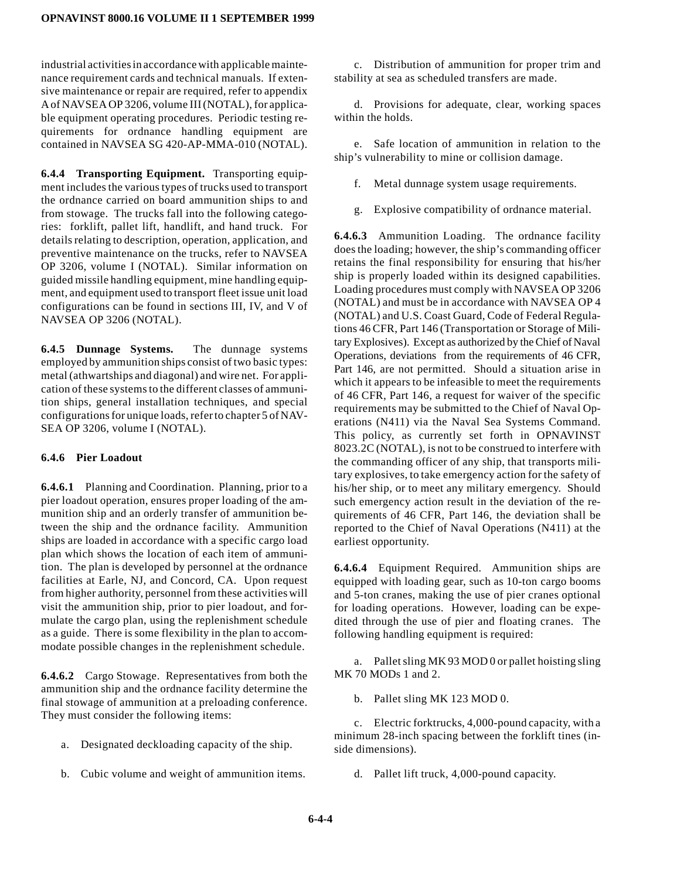industrial activities in accordance with applicable maintenance requirement cards and technical manuals. If extensive maintenance or repair are required, refer to appendix A of NAVSEA OP 3206, volume III (NOTAL), for applicable equipment operating procedures. Periodic testing requirements for ordnance handling equipment are contained in NAVSEA SG 420-AP-MMA-010 (NOTAL).

**6.4.4 Transporting Equipment.** Transporting equipment includes the various types of trucks used to transport the ordnance carried on board ammunition ships to and from stowage. The trucks fall into the following categories: forklift, pallet lift, handlift, and hand truck. For details relating to description, operation, application, and preventive maintenance on the trucks, refer to NAVSEA OP 3206, volume I (NOTAL). Similar information on guided missile handling equipment, mine handling equipment, and equipment used to transport fleet issue unit load configurations can be found in sections III, IV, and V of NAVSEA OP 3206 (NOTAL).

**6.4.5 Dunnage Systems.** The dunnage systems employed by ammunition ships consist of two basic types: metal (athwartships and diagonal) and wire net. For application of these systems to the different classes of ammunition ships, general installation techniques, and special configurations for unique loads, refer to chapter 5 of NAVSEA OP 3206, volume I (NOTAL).

**6.4.6 Pier Loadout**

**6.4.6.1** Planning and Coordination. Planning, prior to a pier loadout operation, ensures proper loading of the ammunition ship and an orderly transfer of ammunition between the ship and the ordnance facility. Ammunition ships are loaded in accordance with a specific cargo load plan which shows the location of each item of ammunition. The plan is developed by personnel at the ordnance facilities at Earle, NJ, and Concord, CA. Upon request from higher authority, personnel from these activities will visit the ammunition ship, prior to pier loadout, and formulate the cargo plan, using the replenishment schedule as a guide. There is some flexibility in the plan to accommodate possible changes in the replenishment schedule.

**6.4.6.2** Cargo Stowage. Representatives from both the ammunition ship and the ordnance facility determine the final stowage of ammunition at a preloading conference. They must consider the following items:

a. Designated deckloading capacity of the ship.

b. Cubic volume and weight of ammunition items.

c. Distribution of ammunition for proper trim and stability at sea as scheduled transfers are made.

d. Provisions for adequate, clear, working spaces within the holds.

e. Safe location of ammunition in relation to the ship's vulnerability to mine or collision damage.

f. Metal dunnage system usage requirements.

g. Explosive compatibility of ordnance material.

**6.4.6.3** Ammunition Loading. The ordnance facility does the loading; however, the ship's commanding officer retains the final responsibility for ensuring that his/her ship is properly loaded within its designed capabilities. Loading procedures must comply with NAVSEA OP 3206 (NOTAL) and must be in accordance with NAVSEA OP 4 (NOTAL) and U.S. Coast Guard, Code of Federal Regulations 46 CFR, Part 146 (Transportation or Storage of Military Explosives). Except as authorized by the Chief of Naval Operations, deviations from the requirements of 46 CFR, Part 146, are not permitted. Should a situation arise in which it appears to be infeasible to meet the requirements of 46 CFR, Part 146, a request for waiver of the specific requirements may be submitted to the Chief of Naval Operations (N411) via the Naval Sea Systems Command. This policy, as currently set forth in OPNAVINST 8023.2C (NOTAL), is not to be construed to interfere with the commanding officer of any ship, that transports military explosives, to take emergency action for the safety of his/her ship, or to meet any military emergency. Should such emergency action result in the deviation of the requirements of 46 CFR, Part 146, the deviation shall be reported to the Chief of Naval Operations (N411) at the earliest opportunity.

**6.4.6.4** Equipment Required. Ammunition ships are equipped with loading gear, such as 10-ton cargo booms and 5-ton cranes, making the use of pier cranes optional for loading operations. However, loading can be expedited through the use of pier and floating cranes. The following handling equipment is required:

a. Pallet sling MK 93 MOD 0 or pallet hoisting sling MK 70 MODs 1 and 2.

b. Pallet sling MK 123 MOD 0.

c. Electric forktrucks, 4,000-pound capacity, with a minimum 28-inch spacing between the forklift tines (inside dimensions).

d. Pallet lift truck, 4,000-pound capacity.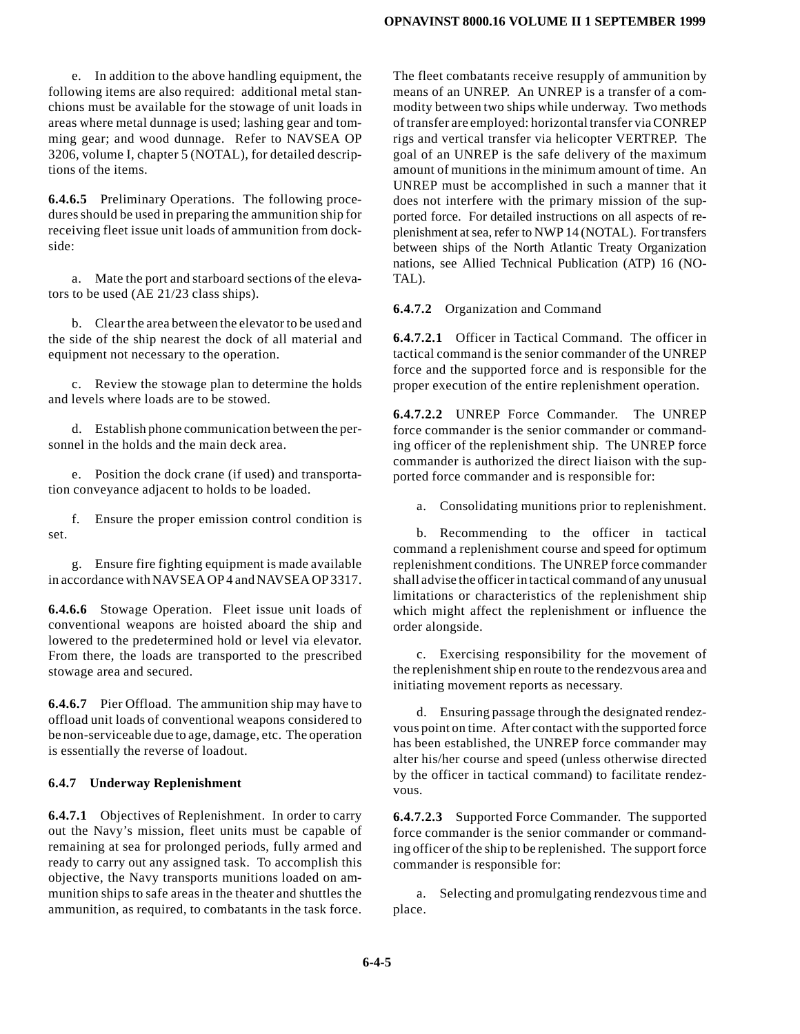e. In addition to the above handling equipment, the following items are also required: additional metal stanchions must be available for the stowage of unit loads in areas where metal dunnage is used; lashing gear and tomming gear; and wood dunnage. Refer to NAVSEA OP 3206, volume I, chapter 5 (NOTAL), for detailed descriptions of the items.

**6.4.6.5** Preliminary Operations. The following procedures should be used in preparing the ammunition ship for receiving fleet issue unit loads of ammunition from dockside:

a. Mate the port and starboard sections of the elevators to be used (AE 21/23 class ships).

b. Clear the area between the elevator to be used and the side of the ship nearest the dock of all material and equipment not necessary to the operation.

c. Review the stowage plan to determine the holds and levels where loads are to be stowed.

d. Establish phone communication between the personnel in the holds and the main deck area.

e. Position the dock crane (if used) and transportation conveyance adjacent to holds to be loaded.

f. Ensure the proper emission control condition is set.

g. Ensure fire fighting equipment is made available in accordance with NAVSEA OP 4 and NAVSEA OP 3317.

**6.4.6.6** Stowage Operation. Fleet issue unit loads of conventional weapons are hoisted aboard the ship and lowered to the predetermined hold or level via elevator. From there, the loads are transported to the prescribed stowage area and secured.

**6.4.6.7** Pier Offload. The ammunition ship may have to offload unit loads of conventional weapons considered to be non-serviceable due to age, damage, etc. The operation is essentially the reverse of loadout.

### 6.4.7 Underway Replenishment

**6.4.7.1** Objectives of Replenishment. In order to carry out the Navy's mission, fleet units must be capable of remaining at sea for prolonged periods, fully armed and ready to carry out any assigned task. To accomplish this objective, the Navy transports munitions loaded on ammunition ships to safe areas in the theater and shuttles the ammunition, as required, to combatants in the task force. The fleet combatants receive resupply of ammunition by means of an UNREP. An UNREP is a transfer of a commodity between two ships while underway. Two methods of transfer are employed: horizontal transfer via CONREP rigs and vertical transfer via helicopter VERTREP. The goal of an UNREP is the safe delivery of the maximum amount of munitions in the minimum amount of time. An UNREP must be accomplished in such a manner that it does not interfere with the primary mission of the supported force. For detailed instructions on all aspects of replenishment at sea, refer to NWP 14 (NOTAL). For transfers between ships of the North Atlantic Treaty Organization nations, see Allied Technical Publication (ATP) 16 (NOTAL).

**6.4.7.2** Organization and Command

**6.4.7.2.1** Officer in Tactical Command. The officer in tactical command is the senior commander of the UNREP force and the supported force and is responsible for the proper execution of the entire replenishment operation.

**6.4.7.2.2** UNREP Force Commander. The UNREP force commander is the senior commander or commanding officer of the replenishment ship. The UNREP force commander is authorized the direct liaison with the supported force commander and is responsible for:

a. Consolidating munitions prior to replenishment.

b. Recommending to the officer in tactical command a replenishment course and speed for optimum replenishment conditions. The UNREP force commander shall advise the officer in tactical command of any unusual limitations or characteristics of the replenishment ship which might affect the replenishment or influence the order alongside.

c. Exercising responsibility for the movement of the replenishment ship en route to the rendezvous area and initiating movement reports as necessary.

d. Ensuring passage through the designated rendezvous point on time. After contact with the supported force has been established, the UNREP force commander may alter his/her course and speed (unless otherwise directed by the officer in tactical command) to facilitate rendezvous.

**6.4.7.2.3** Supported Force Commander. The supported force commander is the senior commander or commanding officer of the ship to be replenished. The support force commander is responsible for:

a. Selecting and promulgating rendezvous time and place.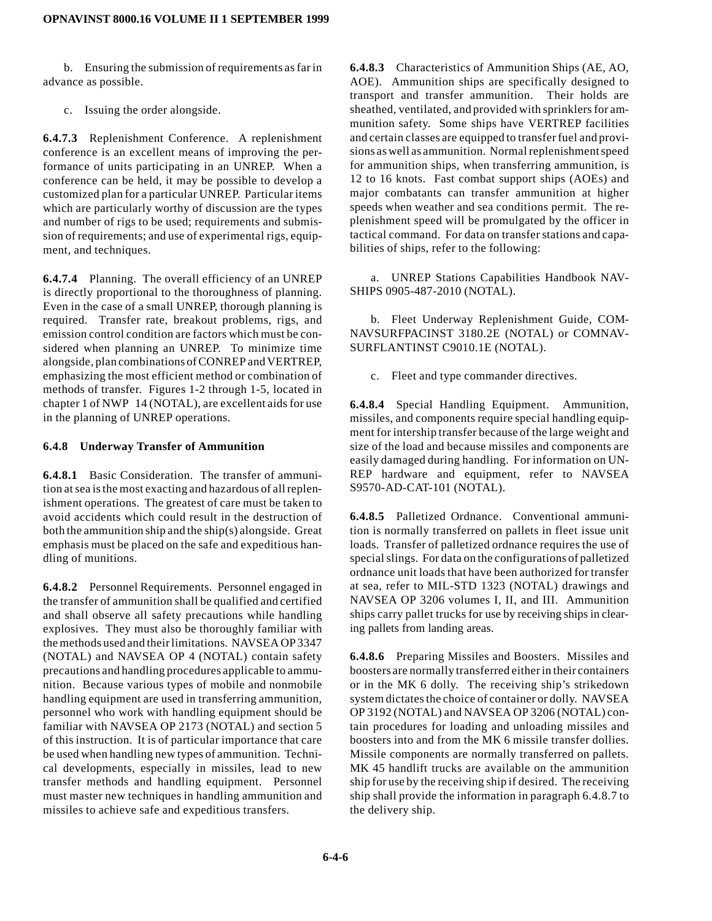b. Ensuring the submission of requirements as far in advance as possible.

c. Issuing the order alongside.

**6.4.7.3** Replenishment Conference. A replenishment conference is an excellent means of improving the performance of units participating in an UNREP. When a conference can be held, it may be possible to develop a customized plan for a particular UNREP. Particular items which are particularly worthy of discussion are the types and number of rigs to be used; requirements and submission of requirements; and use of experimental rigs, equipment, and techniques.

**6.4.7.4** Planning. The overall efficiency of an UNREP is directly proportional to the thoroughness of planning. Even in the case of a small UNREP, thorough planning is required. Transfer rate, breakout problems, rigs, and emission control condition are factors which must be considered when planning an UNREP. To minimize time alongside, plan combinations of CONREP and VERTREP, emphasizing the most efficient method or combination of methods of transfer. Figures 1-2 through 1-5, located in chapter 1 of NWP 14 (NOTAL), are excellent aids for use in the planning of UNREP operations.

### 6.4.8 Underway Transfer of Ammunition

**6.4.8.1** Basic Consideration. The transfer of ammunition at sea is the most exacting and hazardous of all replenishment operations. The greatest of care must be taken to avoid accidents which could result in the destruction of both the ammunition ship and the ship(s) alongside. Great emphasis must be placed on the safe and expeditious handling of munitions.

**6.4.8.2** Personnel Requirements. Personnel engaged in the transfer of ammunition shall be qualified and certified and shall observe all safety precautions while handling explosives. They must also be thoroughly familiar with the methods used and their limitations. NAVSEA OP 3347 (NOTAL) and NAVSEA OP 4 (NOTAL) contain safety precautions and handling procedures applicable to ammunition. Because various types of mobile and nonmobile handling equipment are used in transferring ammunition, personnel who work with handling equipment should be familiar with NAVSEA OP 2173 (NOTAL) and section 5 of this instruction. It is of particular importance that care be used when handling new types of ammunition. Technical developments, especially in missiles, lead to new transfer methods and handling equipment. Personnel must master new techniques in handling ammunition and missiles to achieve safe and expeditious transfers.

**6.4.8.3** Characteristics of Ammunition Ships (AE, AO, AOE). Ammunition ships are specifically designed to transport and transfer ammunition. Their holds are sheathed, ventilated, and provided with sprinklers for ammunition safety. Some ships have VERTREP facilities and certain classes are equipped to transfer fuel and provisions as well as ammunition. Normal replenishment speed for ammunition ships, when transferring ammunition, is 12 to 16 knots. Fast combat support ships (AOEs) and major combatants can transfer ammunition at higher speeds when weather and sea conditions permit. The replenishment speed will be promulgated by the officer in tactical command. For data on transfer stations and capabilities of ships, refer to the following:

a. UNREP Stations Capabilities Handbook NAVSHIPS 0905-487-2010 (NOTAL).

b. Fleet Underway Replenishment Guide, COMNAVSURFPACINST 3180.2E (NOTAL) or COMNAVSURFLANTINST C9010.1E (NOTAL).

c. Fleet and type commander directives.

**6.4.8.4** Special Handling Equipment. Ammunition, missiles, and components require special handling equipment for intership transfer because of the large weight and size of the load and because missiles and components are easily damaged during handling. For information on UNREP hardware and equipment, refer to NAVSEA S9570-AD-CAT-101 (NOTAL).

**6.4.8.5** Palletized Ordnance. Conventional ammunition is normally transferred on pallets in fleet issue unit loads. Transfer of palletized ordnance requires the use of special slings. For data on the configurations of palletized ordnance unit loads that have been authorized for transfer at sea, refer to MIL-STD 1323 (NOTAL) drawings and NAVSEA OP 3206 volumes I, II, and III. Ammunition ships carry pallet trucks for use by receiving ships in clearing pallets from landing areas.

**6.4.8.6** Preparing Missiles and Boosters. Missiles and boosters are normally transferred either in their containers or in the MK 6 dolly. The receiving ship's strikedown system dictates the choice of container or dolly. NAVSEA OP 3192 (NOTAL) and NAVSEA OP 3206 (NOTAL) contain procedures for loading and unloading missiles and boosters into and from the MK 6 missile transfer dollies. Missile components are normally transferred on pallets. MK 45 handlift trucks are available on the ammunition ship for use by the receiving ship if desired. The receiving ship shall provide the information in paragraph 6.4.8.7 to the delivery ship.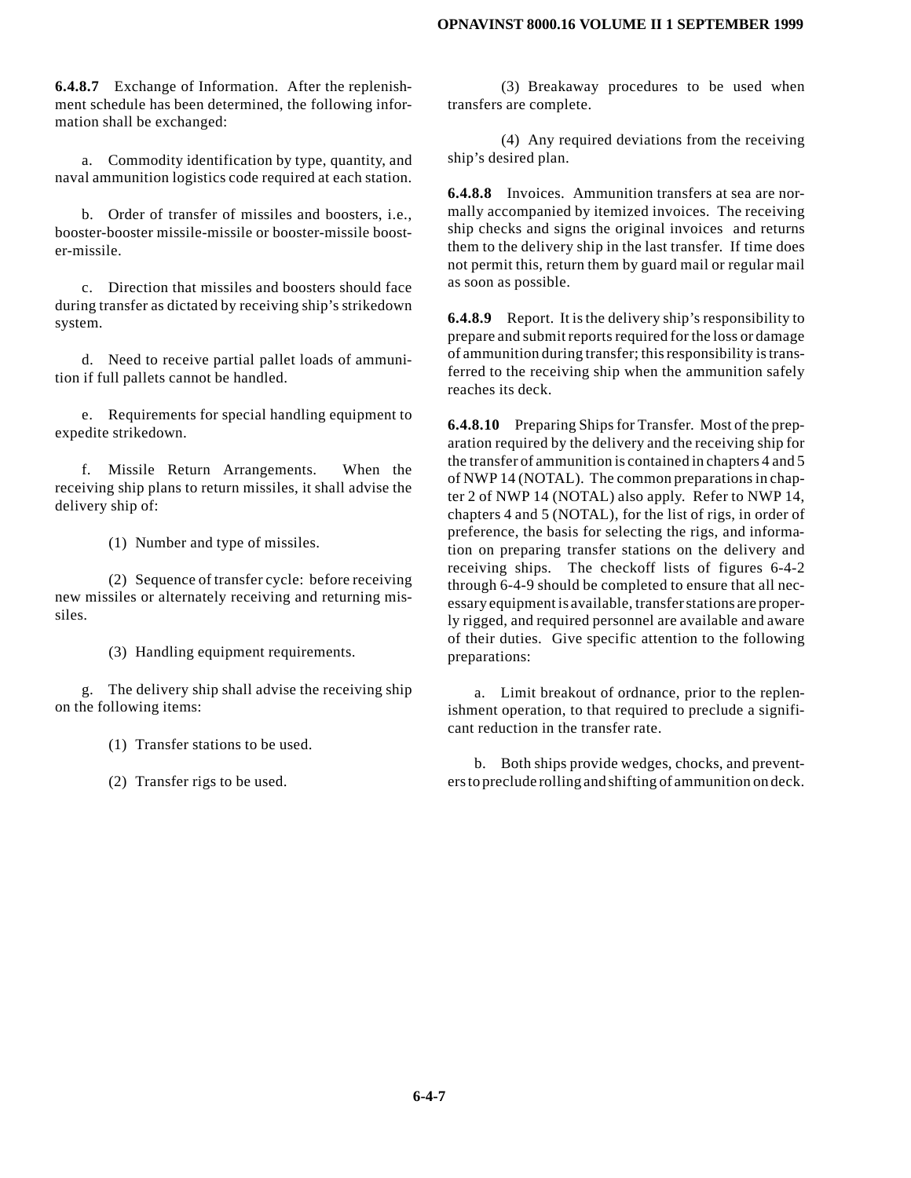**6.4.8.7** Exchange of Information. After the replenishment schedule has been determined, the following information shall be exchanged:

a. Commodity identification by type, quantity, and naval ammunition logistics code required at each station.

b. Order of transfer of missiles and boosters, i.e., booster-booster missile-missile or booster-missile booster-missile.

c. Direction that missiles and boosters should face during transfer as dictated by receiving ship's strikedown system.

d. Need to receive partial pallet loads of ammunition if full pallets cannot be handled.

e. Requirements for special handling equipment to expedite strikedown.

f. Missile Return Arrangements. When the receiving ship plans to return missiles, it shall advise the delivery ship of:

(1) Number and type of missiles.

(2) Sequence of transfer cycle: before receiving new missiles or alternately receiving and returning missiles.

(3) Handling equipment requirements.

g. The delivery ship shall advise the receiving ship on the following items:

(1) Transfer stations to be used.

(2) Transfer rigs to be used.

(3) Breakaway procedures to be used when transfers are complete.

(4) Any required deviations from the receiving ship's desired plan.

**6.4.8.8** Invoices. Ammunition transfers at sea are normally accompanied by itemized invoices. The receiving ship checks and signs the original invoices and returns them to the delivery ship in the last transfer. If time does not permit this, return them by guard mail or regular mail as soon as possible.

**6.4.8.9** Report. It is the delivery ship's responsibility to prepare and submit reports required for the loss or damage of ammunition during transfer; this responsibility is transferred to the receiving ship when the ammunition safely reaches its deck.

**6.4.8.10** Preparing Ships for Transfer. Most of the preparation required by the delivery and the receiving ship for the transfer of ammunition is contained in chapters 4 and 5 of NWP 14 (NOTAL). The common preparations in chapter 2 of NWP 14 (NOTAL) also apply. Refer to NWP 14, chapters 4 and 5 (NOTAL), for the list of rigs, in order of preference, the basis for selecting the rigs, and information on preparing transfer stations on the delivery and receiving ships. The checkoff lists of figures 6-4-2 through 6-4-9 should be completed to ensure that all necessary equipment is available, transfer stations are properly rigged, and required personnel are available and aware of their duties. Give specific attention to the following preparations:

a. Limit breakout of ordnance, prior to the replenishment operation, to that required to preclude a significant reduction in the transfer rate.

b. Both ships provide wedges, chocks, and preventers to preclude rolling and shifting of ammunition on deck.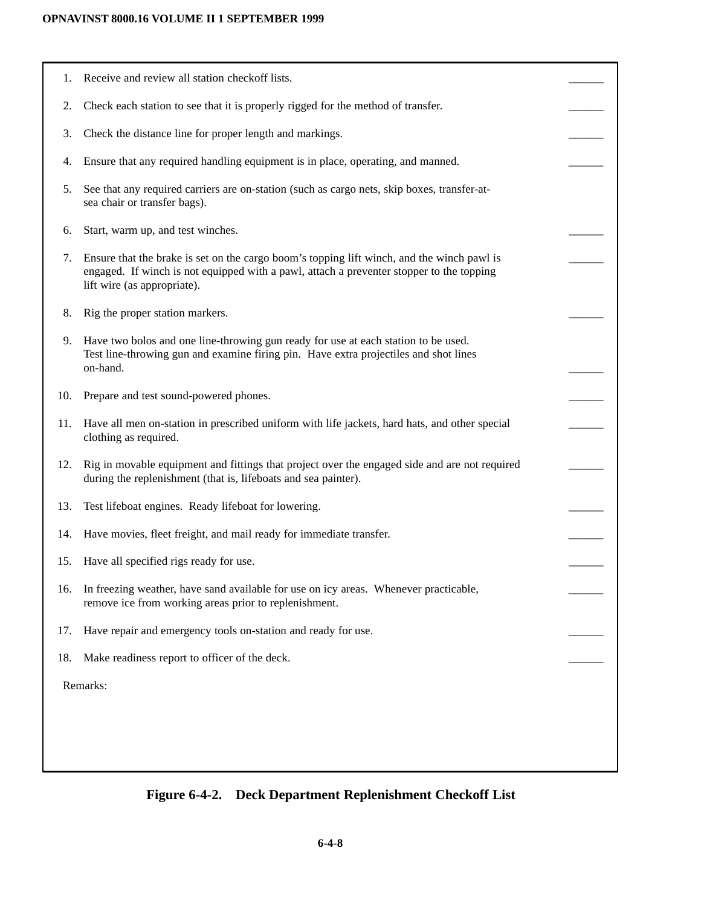1. Receive and review all station checkoff lists. ______

2. Check each station to see that it is properly rigged for the method of transfer. ______

3. Check the distance line for proper length and markings. ______

4. Ensure that any required handling equipment is in place, operating, and manned. ______

5. See that any required carriers are on-station (such as cargo nets, skip boxes, transfer-at-sea chair or transfer bags).

6. Start, warm up, and test winches. ______

7. Ensure that the brake is set on the cargo boom's topping lift winch, and the winch pawl is engaged. If winch is not equipped with a pawl, attach a preventer stopper to the topping lift wire (as appropriate). ______

8. Rig the proper station markers. ______

9. Have two bolos and one line-throwing gun ready for use at each station to be used. Test line-throwing gun and examine firing pin. Have extra projectiles and shot lines on-hand. ______

10. Prepare and test sound-powered phones. ______

11. Have all men on-station in prescribed uniform with life jackets, hard hats, and other special clothing as required. ______

12. Rig in movable equipment and fittings that project over the engaged side and are not required during the replenishment (that is, lifeboats and sea painter). ______

13. Test lifeboat engines. Ready lifeboat for lowering. ______

14. Have movies, fleet freight, and mail ready for immediate transfer. ______

15. Have all specified rigs ready for use. ______

16. In freezing weather, have sand available for use on icy areas. Whenever practicable, remove ice from working areas prior to replenishment. ______

17. Have repair and emergency tools on-station and ready for use. ______

18. Make readiness report to officer of the deck. ______

Remarks:

**Figure 6-4-2. Deck Department Replenishment Checkoff List**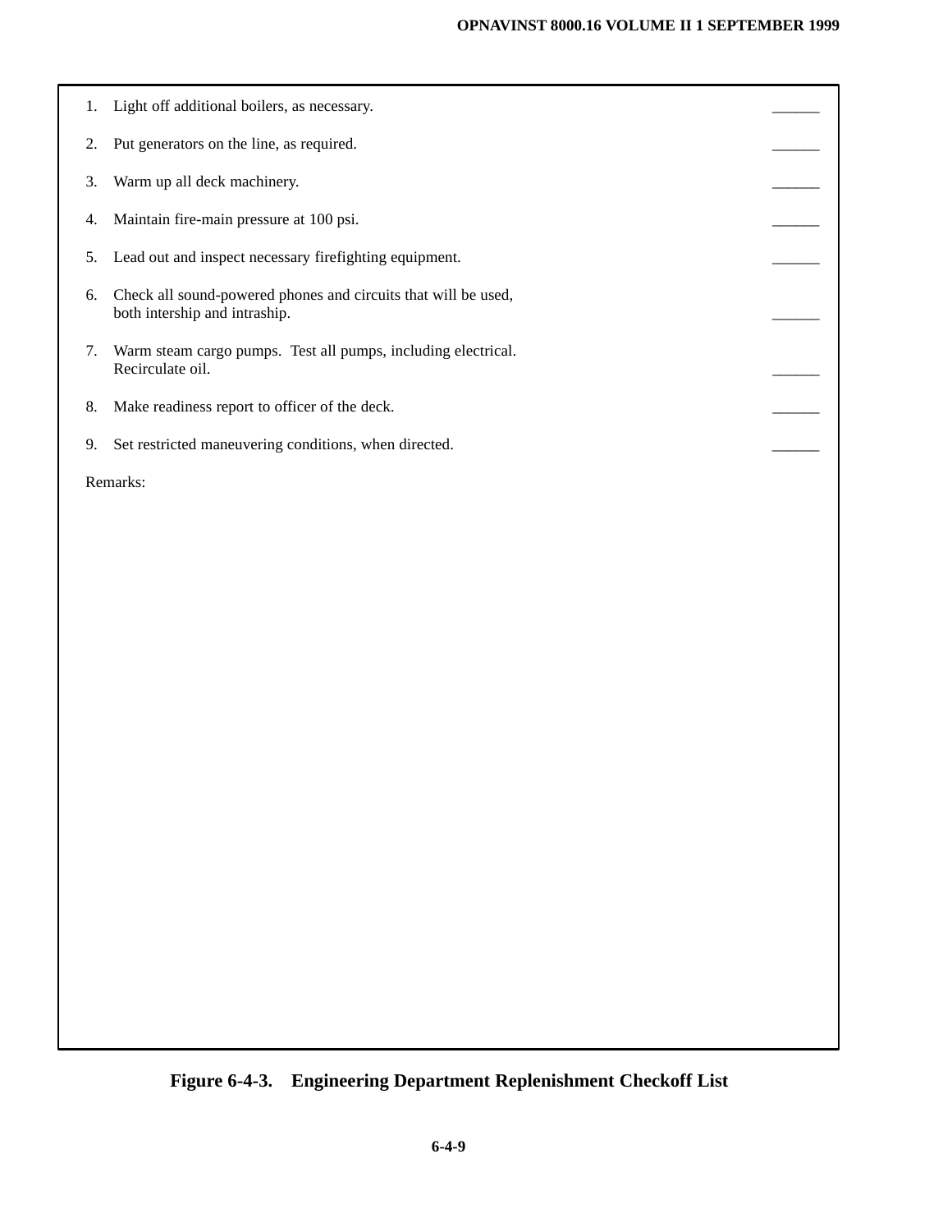1. Light off additional boilers, as necessary. ______

2. Put generators on the line, as required. ______

3. Warm up all deck machinery. ______

4. Maintain fire-main pressure at 100 psi. ______

5. Lead out and inspect necessary firefighting equipment. ______

6. Check all sound-powered phones and circuits that will be used, both intership and intraship. ______

7. Warm steam cargo pumps. Test all pumps, including electrical. Recirculate oil. ______

8. Make readiness report to officer of the deck. ______

9. Set restricted maneuvering conditions, when directed. ______

Remarks:

**Figure 6-4-3. Engineering Department Replenishment Checkoff List**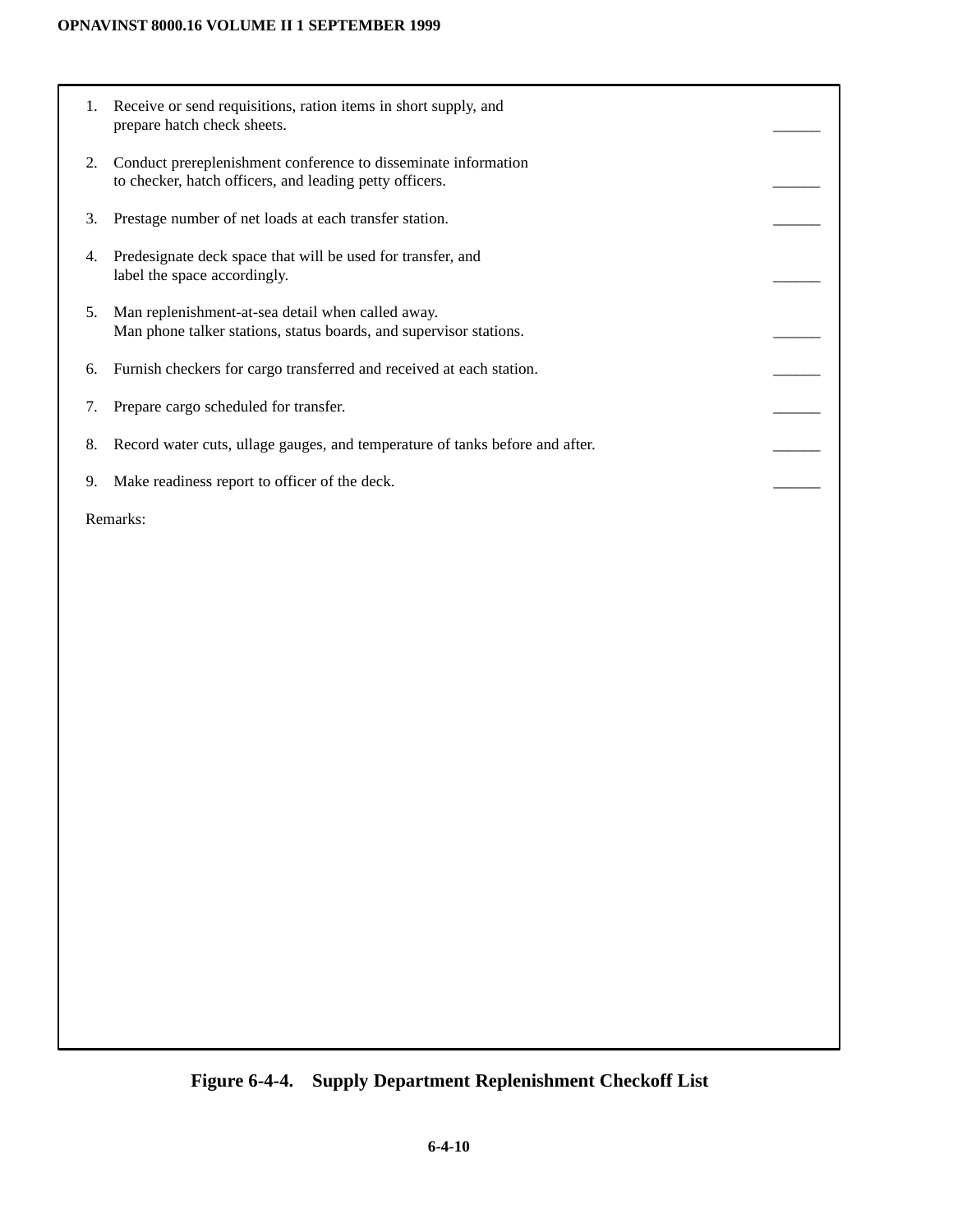1. Receive or send requisitions, ration items in short supply, and prepare hatch check sheets. ______

2. Conduct prereplenishment conference to disseminate information to checker, hatch officers, and leading petty officers. ______

3. Prestage number of net loads at each transfer station. ______

4. Predesignate deck space that will be used for transfer, and label the space accordingly. ______

5. Man replenishment-at-sea detail when called away. Man phone talker stations, status boards, and supervisor stations. ______

6. Furnish checkers for cargo transferred and received at each station. ______

7. Prepare cargo scheduled for transfer. ______

8. Record water cuts, ullage gauges, and temperature of tanks before and after. ______

9. Make readiness report to officer of the deck. ______

Remarks:

**Figure 6-4-4. Supply Department Replenishment Checkoff List**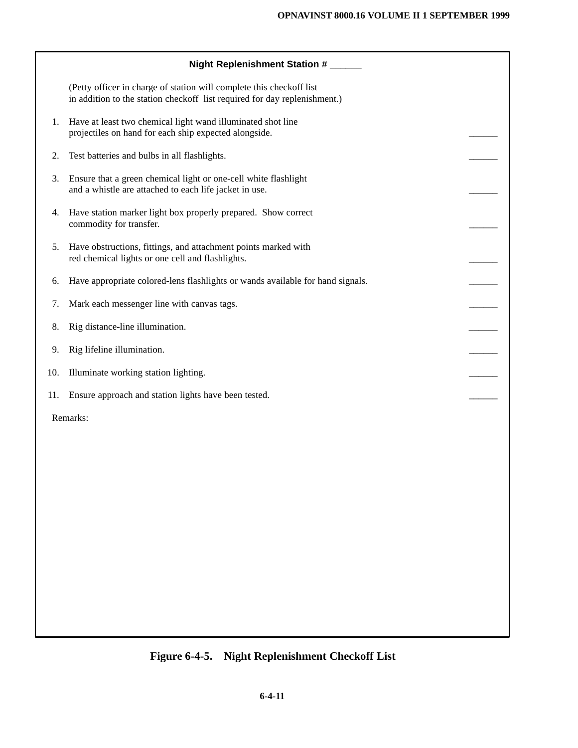## Night Replenishment Station # ______

(Petty officer in charge of station will complete this checkoff list in addition to the station checkoff list required for day replenishment.)

1. Have at least two chemical light wand illuminated shot line projectiles on hand for each ship expected alongside. ______

2. Test batteries and bulbs in all flashlights. ______

3. Ensure that a green chemical light or one-cell white flashlight and a whistle are attached to each life jacket in use. ______

4. Have station marker light box properly prepared. Show correct commodity for transfer. ______

5. Have obstructions, fittings, and attachment points marked with red chemical lights or one cell and flashlights. ______

6. Have appropriate colored-lens flashlights or wands available for hand signals. ______

7. Mark each messenger line with canvas tags. ______

8. Rig distance-line illumination. ______

9. Rig lifeline illumination. ______

10. Illuminate working station lighting. ______

11. Ensure approach and station lights have been tested. ______

Remarks:

**Figure 6-4-5. Night Replenishment Checkoff List**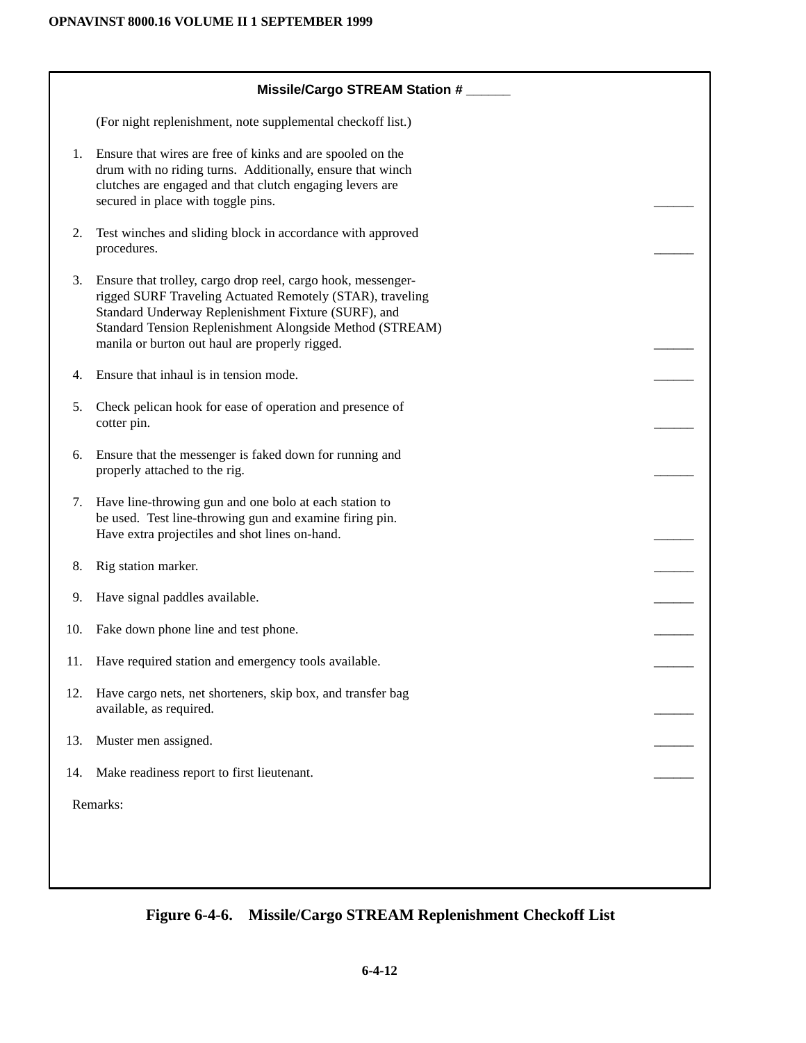**Missile/Cargo STREAM Station # ______**

(For night replenishment, note supplemental checkoff list.)

1. Ensure that wires are free of kinks and are spooled on the drum with no riding turns. Additionally, ensure that winch clutches are engaged and that clutch engaging levers are secured in place with toggle pins. ______
2. Test winches and sliding block in accordance with approved procedures. ______
3. Ensure that trolley, cargo drop reel, cargo hook, messenger-rigged SURF Traveling Actuated Remotely (STAR), traveling Standard Underway Replenishment Fixture (SURF), and Standard Tension Replenishment Alongside Method (STREAM) manila or burton out haul are properly rigged. ______
4. Ensure that inhaul is in tension mode. ______
5. Check pelican hook for ease of operation and presence of cotter pin. ______
6. Ensure that the messenger is faked down for running and properly attached to the rig. ______
7. Have line-throwing gun and one bolo at each station to be used. Test line-throwing gun and examine firing pin. Have extra projectiles and shot lines on-hand. ______
8. Rig station marker. ______
9. Have signal paddles available. ______
10. Fake down phone line and test phone. ______
11. Have required station and emergency tools available. ______
12. Have cargo nets, net shorteners, skip box, and transfer bag available, as required. ______
13. Muster men assigned. ______
14. Make readiness report to first lieutenant. ______

Remarks:

**Figure 6-4-6. Missile/Cargo STREAM Replenishment Checkoff List**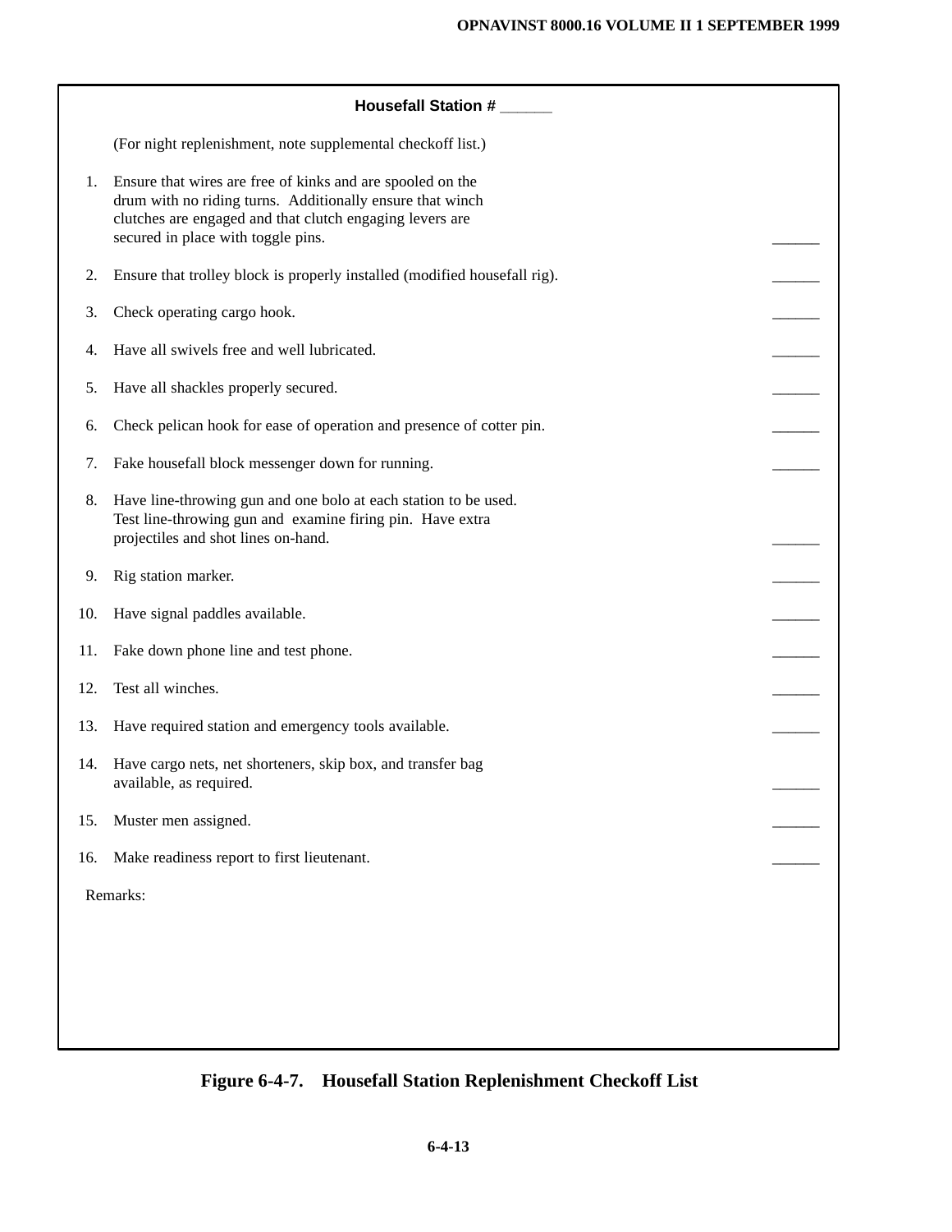**Housefall Station # ______**

(For night replenishment, note supplemental checkoff list.)

1. Ensure that wires are free of kinks and are spooled on the drum with no riding turns. Additionally ensure that winch clutches are engaged and that clutch engaging levers are secured in place with toggle pins. ______
2. Ensure that trolley block is properly installed (modified housefall rig). ______
3. Check operating cargo hook. ______
4. Have all swivels free and well lubricated. ______
5. Have all shackles properly secured. ______
6. Check pelican hook for ease of operation and presence of cotter pin. ______
7. Fake housefall block messenger down for running. ______
8. Have line-throwing gun and one bolo at each station to be used. Test line-throwing gun and examine firing pin. Have extra projectiles and shot lines on-hand. ______
9. Rig station marker. ______
10. Have signal paddles available. ______
11. Fake down phone line and test phone. ______
12. Test all winches. ______
13. Have required station and emergency tools available. ______
14. Have cargo nets, net shorteners, skip box, and transfer bag available, as required. ______
15. Muster men assigned. ______
16. Make readiness report to first lieutenant. ______

Remarks:

**Figure 6-4-7. Housefall Station Replenishment Checkoff List**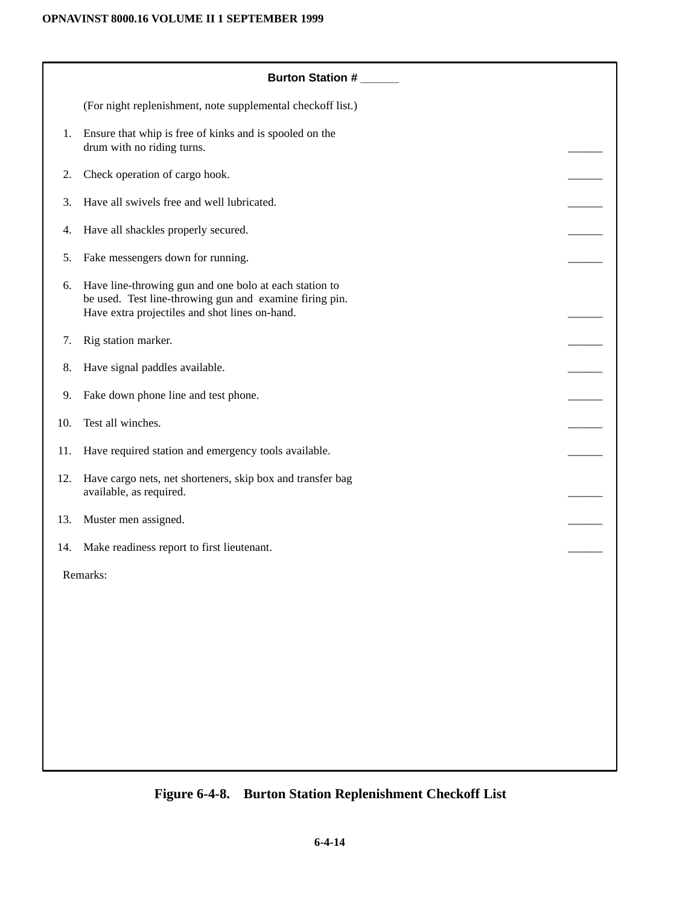**Burton Station # ______**

(For night replenishment, note supplemental checkoff list.)

1. Ensure that whip is free of kinks and is spooled on the drum with no riding turns. ______
2. Check operation of cargo hook. ______
3. Have all swivels free and well lubricated. ______
4. Have all shackles properly secured. ______
5. Fake messengers down for running. ______
6. Have line-throwing gun and one bolo at each station to be used. Test line-throwing gun and examine firing pin. Have extra projectiles and shot lines on-hand. ______
7. Rig station marker. ______
8. Have signal paddles available. ______
9. Fake down phone line and test phone. ______
10. Test all winches. ______
11. Have required station and emergency tools available. ______
12. Have cargo nets, net shorteners, skip box and transfer bag available, as required. ______
13. Muster men assigned. ______
14. Make readiness report to first lieutenant. ______

Remarks:

**Figure 6-4-8. Burton Station Replenishment Checkoff List**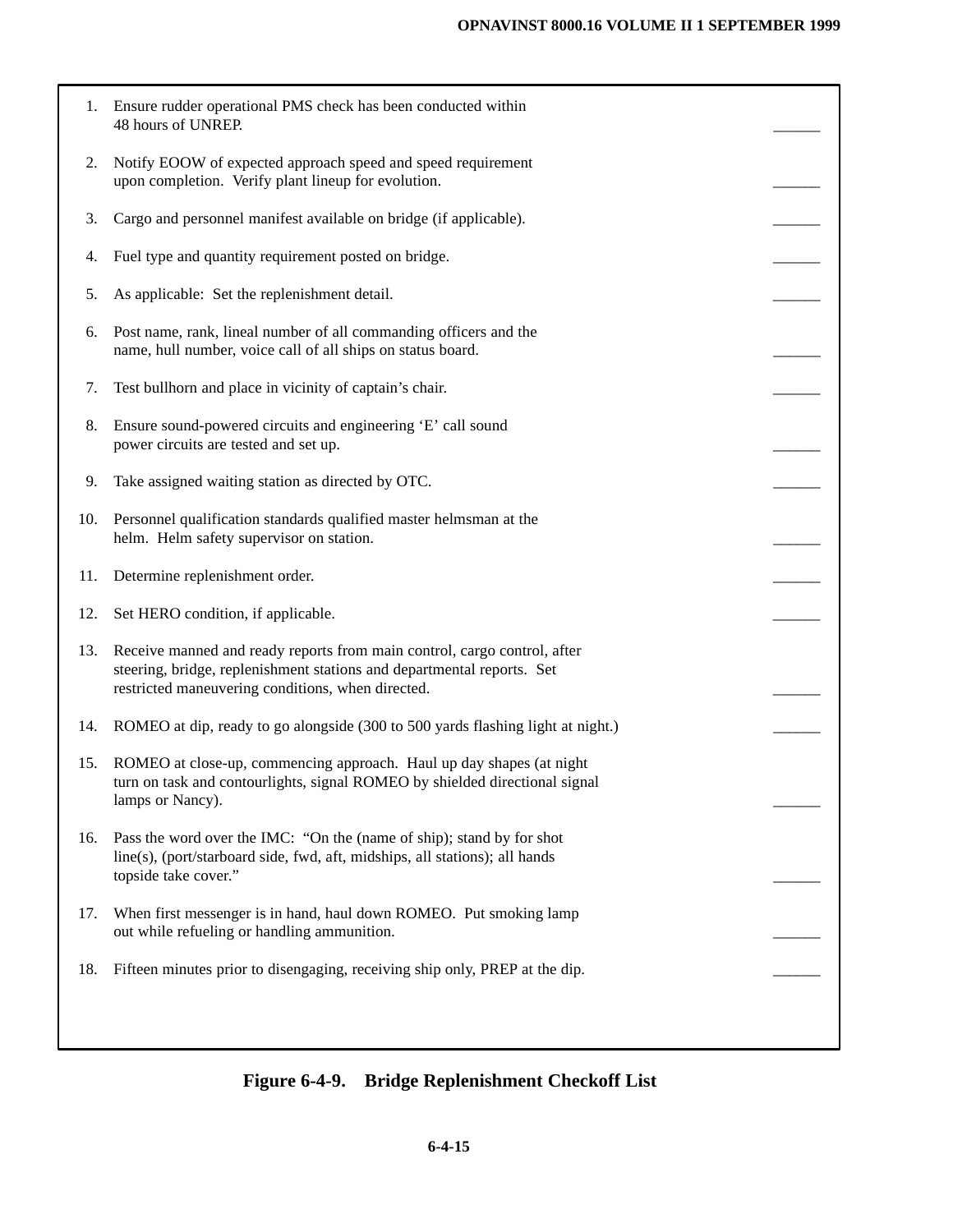1. Ensure rudder operational PMS check has been conducted within 48 hours of UNREP. ______

2. Notify EOOW of expected approach speed and speed requirement upon completion. Verify plant lineup for evolution. ______

3. Cargo and personnel manifest available on bridge (if applicable). ______

4. Fuel type and quantity requirement posted on bridge. ______

5. As applicable: Set the replenishment detail. ______

6. Post name, rank, lineal number of all commanding officers and the name, hull number, voice call of all ships on status board. ______

7. Test bullhorn and place in vicinity of captain's chair. ______

8. Ensure sound-powered circuits and engineering 'E' call sound power circuits are tested and set up. ______

9. Take assigned waiting station as directed by OTC. ______

10. Personnel qualification standards qualified master helmsman at the helm. Helm safety supervisor on station. ______

11. Determine replenishment order. ______

12. Set HERO condition, if applicable. ______

13. Receive manned and ready reports from main control, cargo control, after steering, bridge, replenishment stations and departmental reports. Set restricted maneuvering conditions, when directed. ______

14. ROMEO at dip, ready to go alongside (300 to 500 yards flashing light at night.) ______

15. ROMEO at close-up, commencing approach. Haul up day shapes (at night turn on task and contourlights, signal ROMEO by shielded directional signal lamps or Nancy). ______

16. Pass the word over the IMC: "On the (name of ship); stand by for shot line(s), (port/starboard side, fwd, aft, midships, all stations); all hands topside take cover." ______

17. When first messenger is in hand, haul down ROMEO. Put smoking lamp out while refueling or handling ammunition. ______

18. Fifteen minutes prior to disengaging, receiving ship only, PREP at the dip. ______

**Figure 6-4-9. Bridge Replenishment Checkoff List**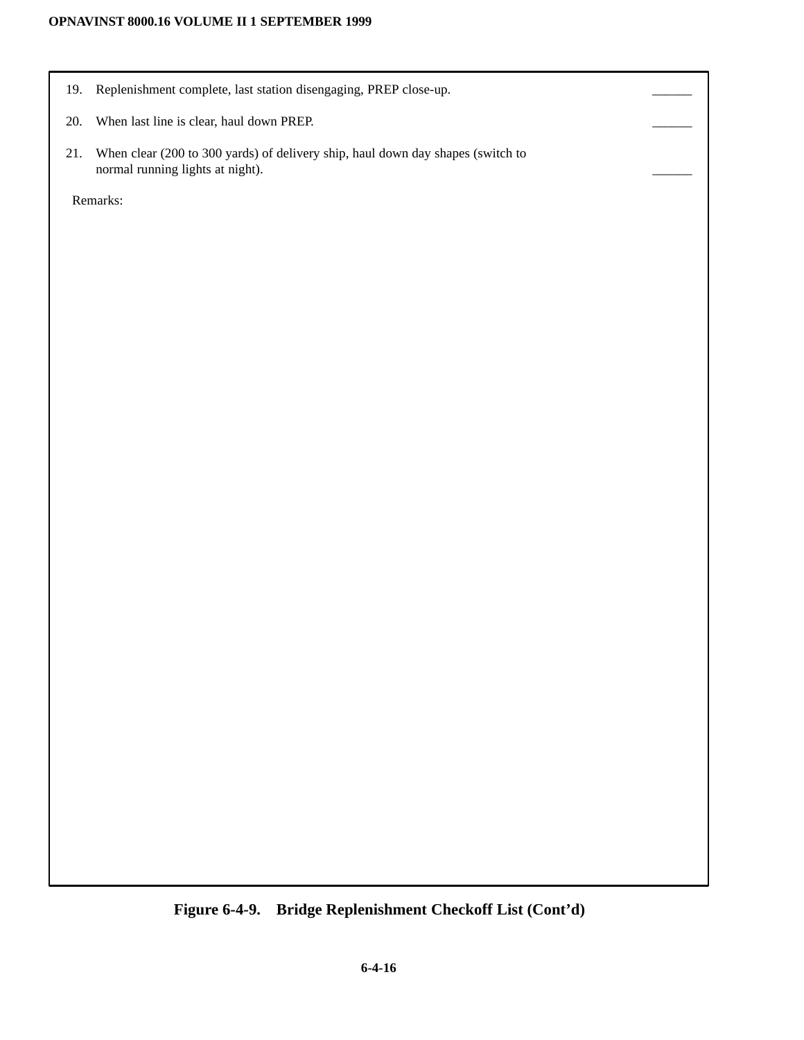19. Replenishment complete, last station disengaging, PREP close-up. ______

20. When last line is clear, haul down PREP. ______

21. When clear (200 to 300 yards) of delivery ship, haul down day shapes (switch to normal running lights at night). ______

Remarks:

**Figure 6-4-9. Bridge Replenishment Checkoff List (Cont'd)**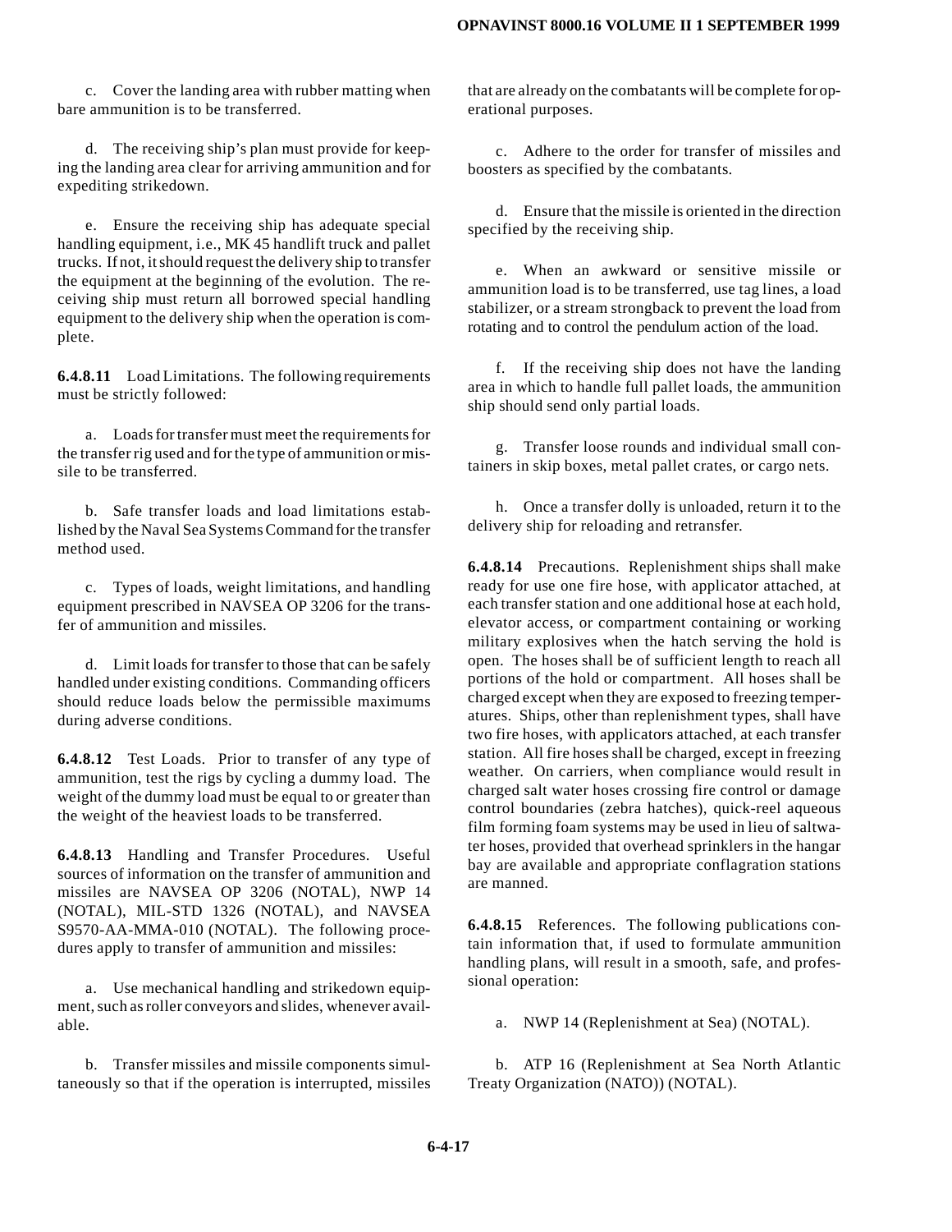c. Cover the landing area with rubber matting when bare ammunition is to be transferred.

d. The receiving ship's plan must provide for keeping the landing area clear for arriving ammunition and for expediting strikedown.

e. Ensure the receiving ship has adequate special handling equipment, i.e., MK 45 handlift truck and pallet trucks. If not, it should request the delivery ship to transfer the equipment at the beginning of the evolution. The receiving ship must return all borrowed special handling equipment to the delivery ship when the operation is complete.

**6.4.8.11** Load Limitations. The following requirements must be strictly followed:

a. Loads for transfer must meet the requirements for the transfer rig used and for the type of ammunition or missile to be transferred.

b. Safe transfer loads and load limitations established by the Naval Sea Systems Command for the transfer method used.

c. Types of loads, weight limitations, and handling equipment prescribed in NAVSEA OP 3206 for the transfer of ammunition and missiles.

d. Limit loads for transfer to those that can be safely handled under existing conditions. Commanding officers should reduce loads below the permissible maximums during adverse conditions.

**6.4.8.12** Test Loads. Prior to transfer of any type of ammunition, test the rigs by cycling a dummy load. The weight of the dummy load must be equal to or greater than the weight of the heaviest loads to be transferred.

**6.4.8.13** Handling and Transfer Procedures. Useful sources of information on the transfer of ammunition and missiles are NAVSEA OP 3206 (NOTAL), NWP 14 (NOTAL), MIL-STD 1326 (NOTAL), and NAVSEA S9570-AA-MMA-010 (NOTAL). The following procedures apply to transfer of ammunition and missiles:

a. Use mechanical handling and strikedown equipment, such as roller conveyors and slides, whenever available.

b. Transfer missiles and missile components simultaneously so that if the operation is interrupted, missiles that are already on the combatants will be complete for operational purposes.

c. Adhere to the order for transfer of missiles and boosters as specified by the combatants.

d. Ensure that the missile is oriented in the direction specified by the receiving ship.

e. When an awkward or sensitive missile or ammunition load is to be transferred, use tag lines, a load stabilizer, or a stream strongback to prevent the load from rotating and to control the pendulum action of the load.

f. If the receiving ship does not have the landing area in which to handle full pallet loads, the ammunition ship should send only partial loads.

g. Transfer loose rounds and individual small containers in skip boxes, metal pallet crates, or cargo nets.

h. Once a transfer dolly is unloaded, return it to the delivery ship for reloading and retransfer.

**6.4.8.14** Precautions. Replenishment ships shall make ready for use one fire hose, with applicator attached, at each transfer station and one additional hose at each hold, elevator access, or compartment containing or working military explosives when the hatch serving the hold is open. The hoses shall be of sufficient length to reach all portions of the hold or compartment. All hoses shall be charged except when they are exposed to freezing temperatures. Ships, other than replenishment types, shall have two fire hoses, with applicators attached, at each transfer station. All fire hoses shall be charged, except in freezing weather. On carriers, when compliance would result in charged salt water hoses crossing fire control or damage control boundaries (zebra hatches), quick-reel aqueous film forming foam systems may be used in lieu of saltwater hoses, provided that overhead sprinklers in the hangar bay are available and appropriate conflagration stations are manned.

**6.4.8.15** References. The following publications contain information that, if used to formulate ammunition handling plans, will result in a smooth, safe, and professional operation:

a. NWP 14 (Replenishment at Sea) (NOTAL).

b. ATP 16 (Replenishment at Sea North Atlantic Treaty Organization (NATO)) (NOTAL).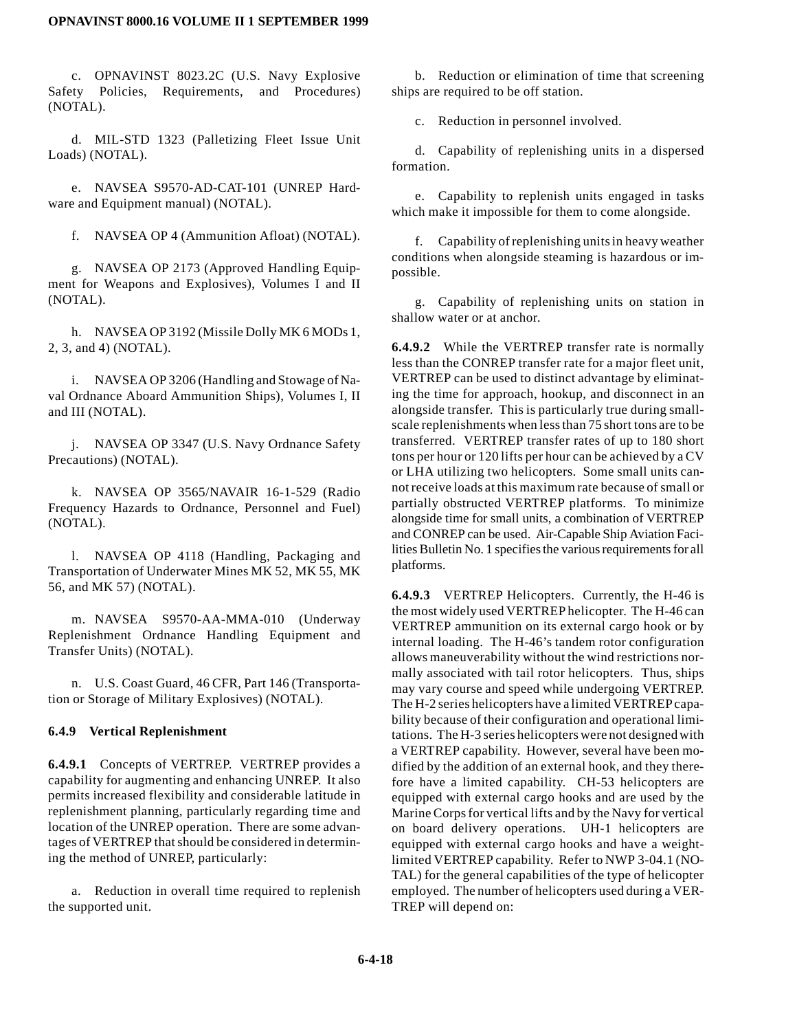c. OPNAVINST 8023.2C (U.S. Navy Explosive Safety Policies, Requirements, and Procedures) (NOTAL).

d. MIL-STD 1323 (Palletizing Fleet Issue Unit Loads) (NOTAL).

e. NAVSEA S9570-AD-CAT-101 (UNREP Hardware and Equipment manual) (NOTAL).

f. NAVSEA OP 4 (Ammunition Afloat) (NOTAL).

g. NAVSEA OP 2173 (Approved Handling Equipment for Weapons and Explosives), Volumes I and II (NOTAL).

h. NAVSEA OP 3192 (Missile Dolly MK 6 MODs 1, 2, 3, and 4) (NOTAL).

i. NAVSEA OP 3206 (Handling and Stowage of Naval Ordnance Aboard Ammunition Ships), Volumes I, II and III (NOTAL).

j. NAVSEA OP 3347 (U.S. Navy Ordnance Safety Precautions) (NOTAL).

k. NAVSEA OP 3565/NAVAIR 16-1-529 (Radio Frequency Hazards to Ordnance, Personnel and Fuel) (NOTAL).

l. NAVSEA OP 4118 (Handling, Packaging and Transportation of Underwater Mines MK 52, MK 55, MK 56, and MK 57) (NOTAL).

m. NAVSEA S9570-AA-MMA-010 (Underway Replenishment Ordnance Handling Equipment and Transfer Units) (NOTAL).

n. U.S. Coast Guard, 46 CFR, Part 146 (Transportation or Storage of Military Explosives) (NOTAL).

### 6.4.9 Vertical Replenishment

**6.4.9.1** Concepts of VERTREP. VERTREP provides a capability for augmenting and enhancing UNREP. It also permits increased flexibility and considerable latitude in replenishment planning, particularly regarding time and location of the UNREP operation. There are some advantages of VERTREP that should be considered in determining the method of UNREP, particularly:

a. Reduction in overall time required to replenish the supported unit.

b. Reduction or elimination of time that screening ships are required to be off station.

c. Reduction in personnel involved.

d. Capability of replenishing units in a dispersed formation.

e. Capability to replenish units engaged in tasks which make it impossible for them to come alongside.

f. Capability of replenishing units in heavy weather conditions when alongside steaming is hazardous or impossible.

g. Capability of replenishing units on station in shallow water or at anchor.

**6.4.9.2** While the VERTREP transfer rate is normally less than the CONREP transfer rate for a major fleet unit, VERTREP can be used to distinct advantage by eliminating the time for approach, hookup, and disconnect in an alongside transfer. This is particularly true during small-scale replenishments when less than 75 short tons are to be transferred. VERTREP transfer rates of up to 180 short tons per hour or 120 lifts per hour can be achieved by a CV or LHA utilizing two helicopters. Some small units cannot receive loads at this maximum rate because of small or partially obstructed VERTREP platforms. To minimize alongside time for small units, a combination of VERTREP and CONREP can be used. Air-Capable Ship Aviation Facilities Bulletin No. 1 specifies the various requirements for all platforms.

**6.4.9.3** VERTREP Helicopters. Currently, the H-46 is the most widely used VERTREP helicopter. The H-46 can VERTREP ammunition on its external cargo hook or by internal loading. The H-46's tandem rotor configuration allows maneuverability without the wind restrictions normally associated with tail rotor helicopters. Thus, ships may vary course and speed while undergoing VERTREP. The H-2 series helicopters have a limited VERTREP capability because of their configuration and operational limitations. The H-3 series helicopters were not designed with a VERTREP capability. However, several have been modified by the addition of an external hook, and they therefore have a limited capability. CH-53 helicopters are equipped with external cargo hooks and are used by the Marine Corps for vertical lifts and by the Navy for vertical on board delivery operations. UH-1 helicopters are equipped with external cargo hooks and have a weight-limited VERTREP capability. Refer to NWP 3-04.1 (NOTAL) for the general capabilities of the type of helicopter employed. The number of helicopters used during a VERTREP will depend on: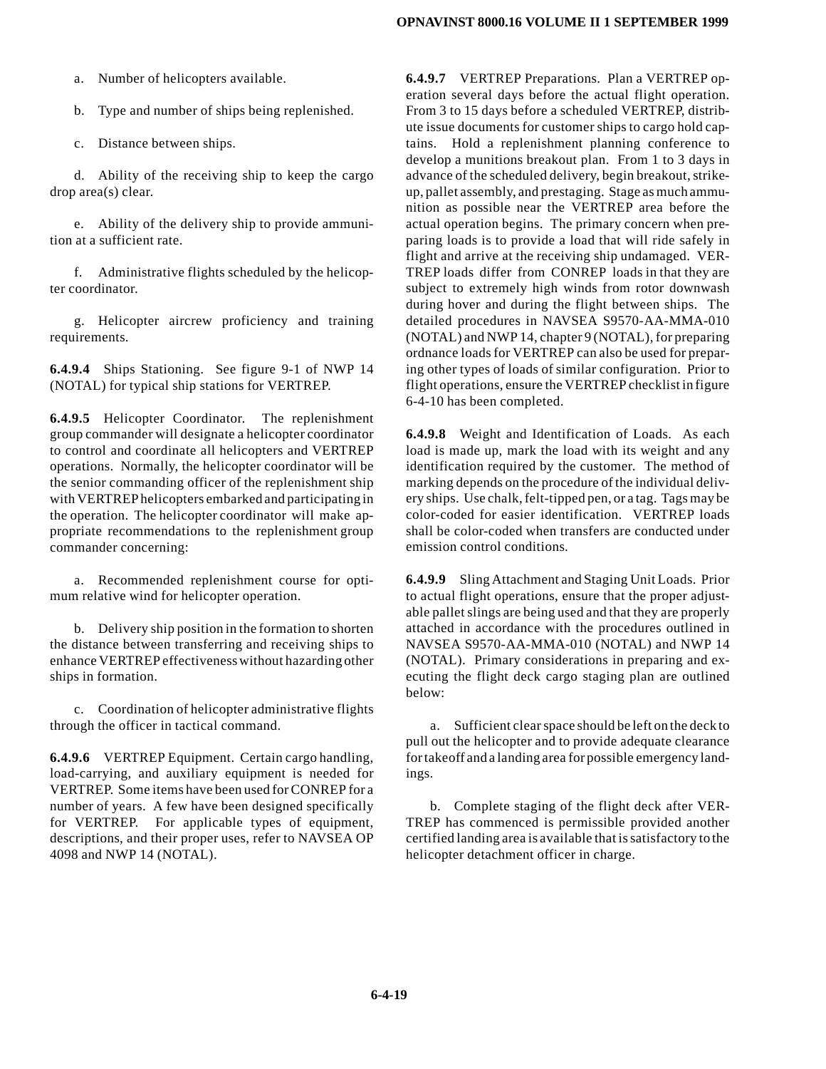a. Number of helicopters available.

b. Type and number of ships being replenished.

c. Distance between ships.

d. Ability of the receiving ship to keep the cargo drop area(s) clear.

e. Ability of the delivery ship to provide ammunition at a sufficient rate.

f. Administrative flights scheduled by the helicopter coordinator.

g. Helicopter aircrew proficiency and training requirements.

**6.4.9.4** Ships Stationing. See figure 9-1 of NWP 14 (NOTAL) for typical ship stations for VERTREP.

**6.4.9.5** Helicopter Coordinator. The replenishment group commander will designate a helicopter coordinator to control and coordinate all helicopters and VERTREP operations. Normally, the helicopter coordinator will be the senior commanding officer of the replenishment ship with VERTREP helicopters embarked and participating in the operation. The helicopter coordinator will make appropriate recommendations to the replenishment group commander concerning:

a. Recommended replenishment course for optimum relative wind for helicopter operation.

b. Delivery ship position in the formation to shorten the distance between transferring and receiving ships to enhance VERTREP effectiveness without hazarding other ships in formation.

c. Coordination of helicopter administrative flights through the officer in tactical command.

**6.4.9.6** VERTREP Equipment. Certain cargo handling, load-carrying, and auxiliary equipment is needed for VERTREP. Some items have been used for CONREP for a number of years. A few have been designed specifically for VERTREP. For applicable types of equipment, descriptions, and their proper uses, refer to NAVSEA OP 4098 and NWP 14 (NOTAL).

**6.4.9.7** VERTREP Preparations. Plan a VERTREP operation several days before the actual flight operation. From 3 to 15 days before a scheduled VERTREP, distribute issue documents for customer ships to cargo hold captains. Hold a replenishment planning conference to develop a munitions breakout plan. From 1 to 3 days in advance of the scheduled delivery, begin breakout, strike-up, pallet assembly, and prestaging. Stage as much ammunition as possible near the VERTREP area before the actual operation begins. The primary concern when preparing loads is to provide a load that will ride safely in flight and arrive at the receiving ship undamaged. VERTREP loads differ from CONREP loads in that they are subject to extremely high winds from rotor downwash during hover and during the flight between ships. The detailed procedures in NAVSEA S9570-AA-MMA-010 (NOTAL) and NWP 14, chapter 9 (NOTAL), for preparing ordnance loads for VERTREP can also be used for preparing other types of loads of similar configuration. Prior to flight operations, ensure the VERTREP checklist in figure 6-4-10 has been completed.

**6.4.9.8** Weight and Identification of Loads. As each load is made up, mark the load with its weight and any identification required by the customer. The method of marking depends on the procedure of the individual delivery ships. Use chalk, felt-tipped pen, or a tag. Tags may be color-coded for easier identification. VERTREP loads shall be color-coded when transfers are conducted under emission control conditions.

**6.4.9.9** Sling Attachment and Staging Unit Loads. Prior to actual flight operations, ensure that the proper adjustable pallet slings are being used and that they are properly attached in accordance with the procedures outlined in NAVSEA S9570-AA-MMA-010 (NOTAL) and NWP 14 (NOTAL). Primary considerations in preparing and executing the flight deck cargo staging plan are outlined below:

a. Sufficient clear space should be left on the deck to pull out the helicopter and to provide adequate clearance for takeoff and a landing area for possible emergency landings.

b. Complete staging of the flight deck after VERTREP has commenced is permissible provided another certified landing area is available that is satisfactory to the helicopter detachment officer in charge.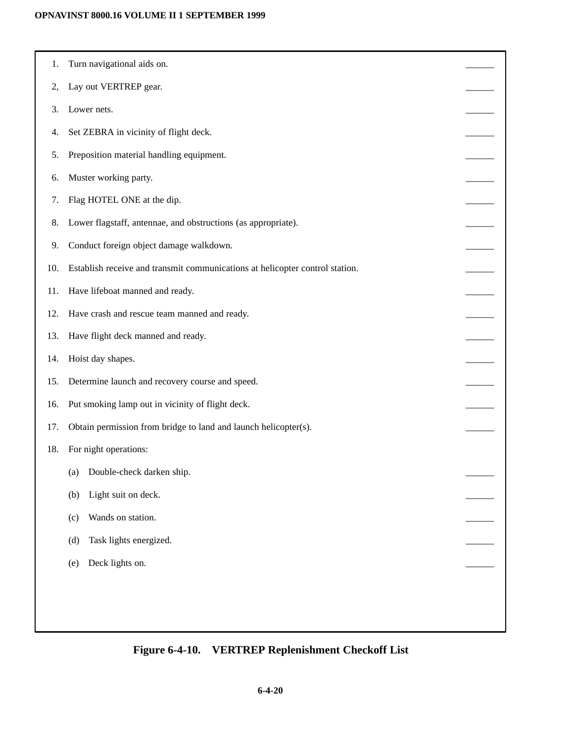1. Turn navigational aids on. ______
2, Lay out VERTREP gear. ______
3. Lower nets. ______
4. Set ZEBRA in vicinity of flight deck. ______
5. Preposition material handling equipment. ______
6. Muster working party. ______
7. Flag HOTEL ONE at the dip. ______
8. Lower flagstaff, antennae, and obstructions (as appropriate). ______
9. Conduct foreign object damage walkdown. ______
10. Establish receive and transmit communications at helicopter control station. ______
11. Have lifeboat manned and ready. ______
12. Have crash and rescue team manned and ready. ______
13. Have flight deck manned and ready. ______
14. Hoist day shapes. ______
15. Determine launch and recovery course and speed. ______
16. Put smoking lamp out in vicinity of flight deck. ______
17. Obtain permission from bridge to land and launch helicopter(s). ______
18. For night operations:
    - (a) Double-check darken ship. ______
    - (b) Light suit on deck. ______
    - (c) Wands on station. ______
    - (d) Task lights energized. ______
    - (e) Deck lights on. ______

**Figure 6-4-10. VERTREP Replenishment Checkoff List**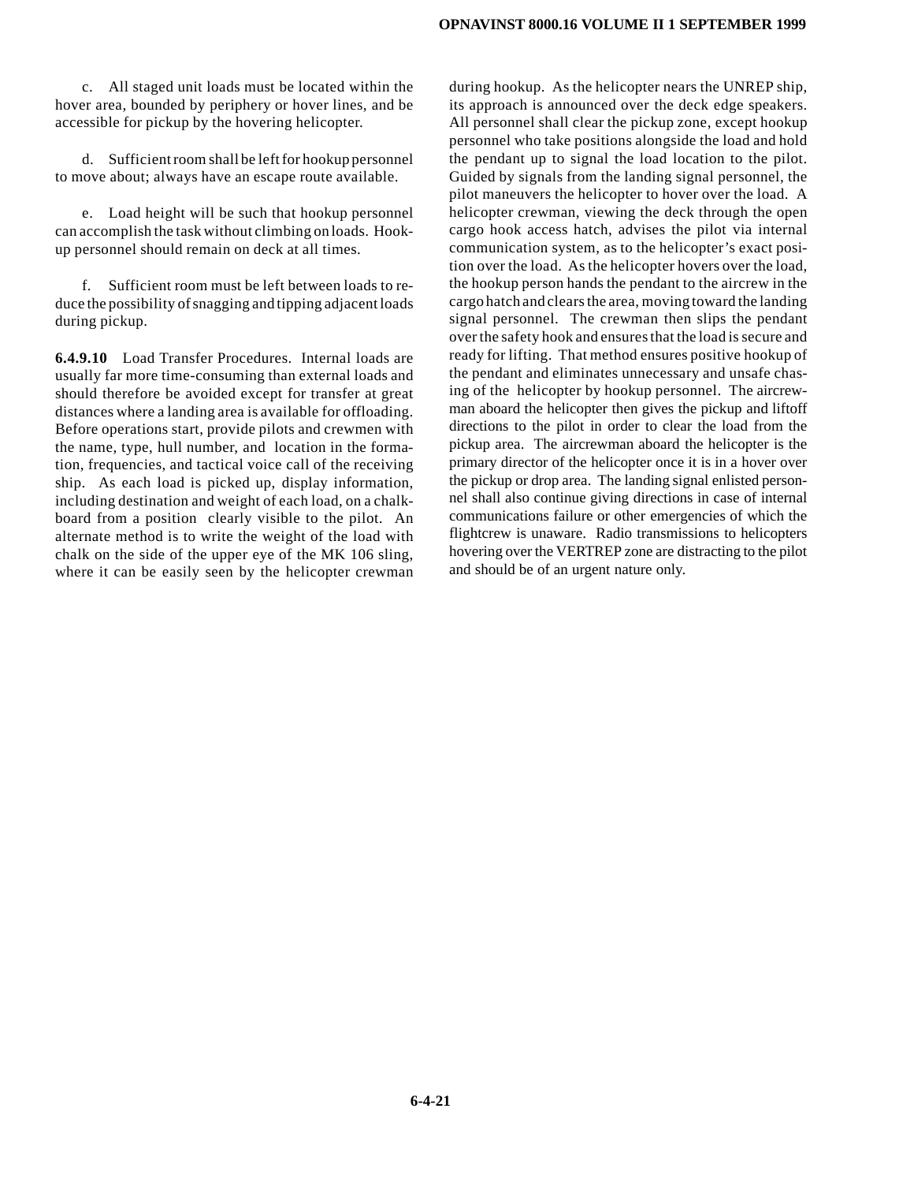c. All staged unit loads must be located within the hover area, bounded by periphery or hover lines, and be accessible for pickup by the hovering helicopter.

d. Sufficient room shall be left for hookup personnel to move about; always have an escape route available.

e. Load height will be such that hookup personnel can accomplish the task without climbing on loads. Hookup personnel should remain on deck at all times.

f. Sufficient room must be left between loads to reduce the possibility of snagging and tipping adjacent loads during pickup.

**6.4.9.10** Load Transfer Procedures. Internal loads are usually far more time-consuming than external loads and should therefore be avoided except for transfer at great distances where a landing area is available for offloading. Before operations start, provide pilots and crewmen with the name, type, hull number, and location in the formation, frequencies, and tactical voice call of the receiving ship. As each load is picked up, display information, including destination and weight of each load, on a chalkboard from a position clearly visible to the pilot. An alternate method is to write the weight of the load with chalk on the side of the upper eye of the MK 106 sling, where it can be easily seen by the helicopter crewman during hookup. As the helicopter nears the UNREP ship, its approach is announced over the deck edge speakers. All personnel shall clear the pickup zone, except hookup personnel who take positions alongside the load and hold the pendant up to signal the load location to the pilot. Guided by signals from the landing signal personnel, the pilot maneuvers the helicopter to hover over the load. A helicopter crewman, viewing the deck through the open cargo hook access hatch, advises the pilot via internal communication system, as to the helicopter's exact position over the load. As the helicopter hovers over the load, the hookup person hands the pendant to the aircrew in the cargo hatch and clears the area, moving toward the landing signal personnel. The crewman then slips the pendant over the safety hook and ensures that the load is secure and ready for lifting. That method ensures positive hookup of the pendant and eliminates unnecessary and unsafe chasing of the helicopter by hookup personnel. The aircrewman aboard the helicopter then gives the pickup and liftoff directions to the pilot in order to clear the load from the pickup area. The aircrewman aboard the helicopter is the primary director of the helicopter once it is in a hover over the pickup or drop area. The landing signal enlisted personnel shall also continue giving directions in case of internal communications failure or other emergencies of which the flightcrew is unaware. Radio transmissions to helicopters hovering over the VERTREP zone are distracting to the pilot and should be of an urgent nature only.